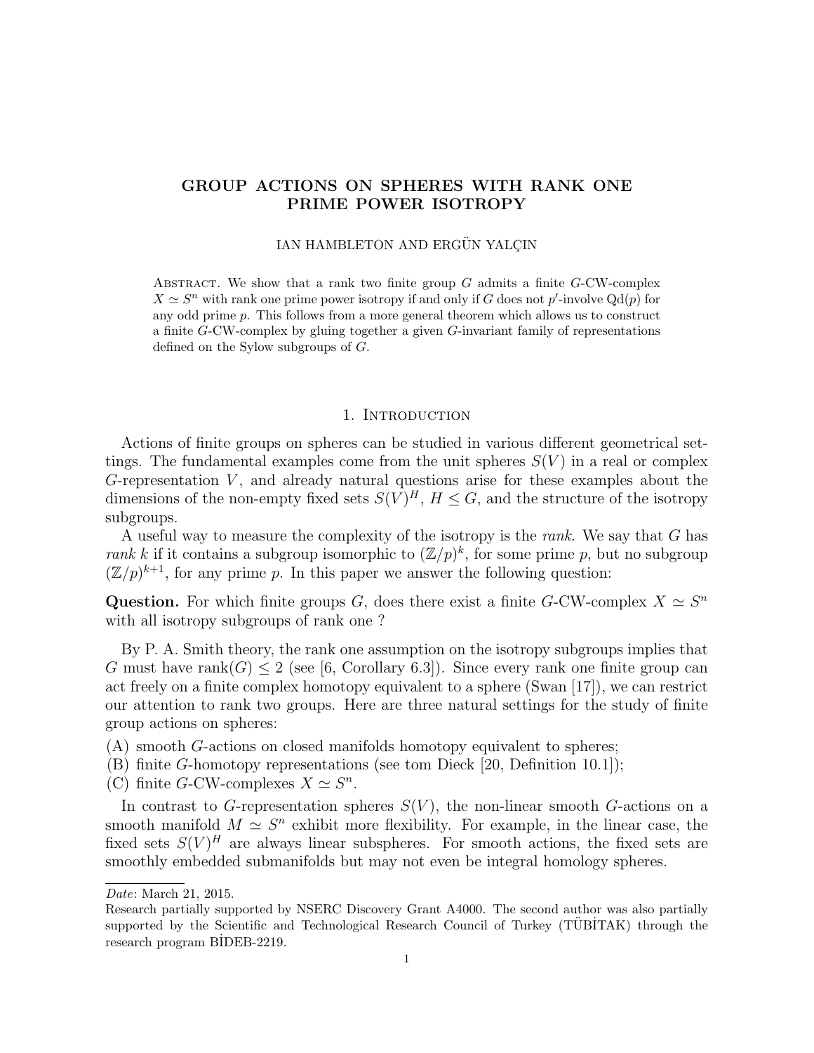# GROUP ACTIONS ON SPHERES WITH RANK ONE PRIME POWER ISOTROPY

IAN HAMBLETON AND ERGÜN YALÇIN

Abstract. We show that a rank two finite group $G$ admits a finite $G$-CW-complex $X \simeq S^n$ with rank one prime power isotropy if and only if $G$ does not $p'$-involve $\mathrm{Qd}(p)$ for any odd prime $p$. This follows from a more general theorem which allows us to construct a finite $G$-CW-complex by gluing together a given $G$-invariant family of representations defined on the Sylow subgroups of $G$.

## 1. Introduction

Actions of finite groups on spheres can be studied in various different geometrical settings. The fundamental examples come from the unit spheres $S(V)$ in a real or complex $G$-representation $V$, and already natural questions arise for these examples about the dimensions of the non-empty fixed sets $S(V)^H$, $H \leq G$, and the structure of the isotropy subgroups.

A useful way to measure the complexity of the isotropy is the *rank*. We say that $G$ has *rank* $k$ if it contains a subgroup isomorphic to $(\mathbb{Z}/p)^k$, for some prime $p$, but no subgroup $(\mathbb{Z}/p)^{k+1}$, for any prime $p$. In this paper we answer the following question:

**Question.** For which finite groups $G$, does there exist a finite $G$-CW-complex $X \simeq S^n$ with all isotropy subgroups of rank one ?

By P. A. Smith theory, the rank one assumption on the isotropy subgroups implies that $G$ must have $\mathrm{rank}(G) \leq 2$ (see [6, Corollary 6.3]). Since every rank one finite group can act freely on a finite complex homotopy equivalent to a sphere (Swan [17]), we can restrict our attention to rank two groups. Here are three natural settings for the study of finite group actions on spheres:

(A) smooth $G$-actions on closed manifolds homotopy equivalent to spheres;
(B) finite $G$-homotopy representations (see tom Dieck [20, Definition 10.1]);
(C) finite $G$-CW-complexes $X \simeq S^n$.

In contrast to $G$-representation spheres $S(V)$, the non-linear smooth $G$-actions on a smooth manifold $M \simeq S^n$ exhibit more flexibility. For example, in the linear case, the fixed sets $S(V)^H$ are always linear subspheres. For smooth actions, the fixed sets are smoothly embedded submanifolds but may not even be integral homology spheres.

*Date*: March 21, 2015.
Research partially supported by NSERC Discovery Grant A4000. The second author was also partially supported by the Scientific and Technological Research Council of Turkey (TÜBİTAK) through the research program BİDEB-2219.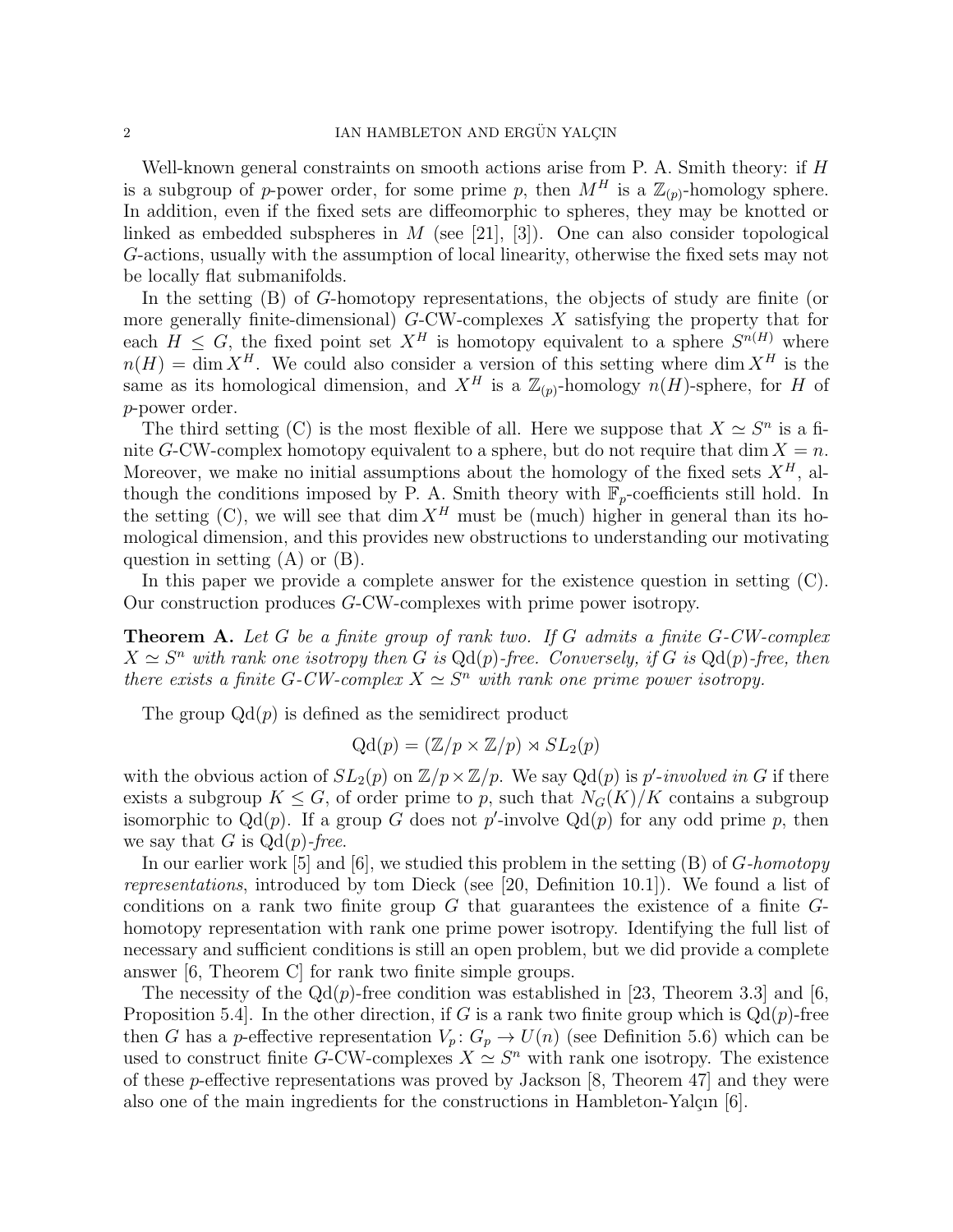Well-known general constraints on smooth actions arise from P. A. Smith theory: if $H$ is a subgroup of $p$-power order, for some prime $p$, then $M^H$ is a $\mathbb{Z}_{(p)}$-homology sphere. In addition, even if the fixed sets are diffeomorphic to spheres, they may be knotted or linked as embedded subspheres in $M$ (see [21], [3]). One can also consider topological $G$-actions, usually with the assumption of local linearity, otherwise the fixed sets may not be locally flat submanifolds.

In the setting (B) of $G$-homotopy representations, the objects of study are finite (or more generally finite-dimensional) $G$-CW-complexes $X$ satisfying the property that for each $H \leq G$, the fixed point set $X^H$ is homotopy equivalent to a sphere $S^{n(H)}$ where $n(H) = \dim X^H$. We could also consider a version of this setting where $\dim X^H$ is the same as its homological dimension, and $X^H$ is a $\mathbb{Z}_{(p)}$-homology $n(H)$-sphere, for $H$ of $p$-power order.

The third setting (C) is the most flexible of all. Here we suppose that $X \simeq S^n$ is a finite $G$-CW-complex homotopy equivalent to a sphere, but do not require that $\dim X = n$. Moreover, we make no initial assumptions about the homology of the fixed sets $X^H$, although the conditions imposed by P. A. Smith theory with $\mathbb{F}_p$-coefficients still hold. In the setting (C), we will see that $\dim X^H$ must be (much) higher in general than its homological dimension, and this provides new obstructions to understanding our motivating question in setting (A) or (B).

In this paper we provide a complete answer for the existence question in setting (C). Our construction produces $G$-CW-complexes with prime power isotropy.

**Theorem A.** *Let $G$ be a finite group of rank two. If $G$ admits a finite $G$-CW-complex $X \simeq S^n$ with rank one isotropy then $G$ is $\mathrm{Qd}(p)$-free. Conversely, if $G$ is $\mathrm{Qd}(p)$-free, then there exists a finite $G$-CW-complex $X \simeq S^n$ with rank one prime power isotropy.*

The group $\mathrm{Qd}(p)$ is defined as the semidirect product

$$\mathrm{Qd}(p) = (\mathbb{Z}/p \times \mathbb{Z}/p) \rtimes SL_2(p)$$

with the obvious action of $SL_2(p)$ on $\mathbb{Z}/p \times \mathbb{Z}/p$. We say $\mathrm{Qd}(p)$ is *$p'$-involved in* $G$ if there exists a subgroup $K \leq G$, of order prime to $p$, such that $N_G(K)/K$ contains a subgroup isomorphic to $\mathrm{Qd}(p)$. If a group $G$ does not $p'$-involve $\mathrm{Qd}(p)$ for any odd prime $p$, then we say that $G$ is *$\mathrm{Qd}(p)$-free.*

In our earlier work [5] and [6], we studied this problem in the setting (B) of *$G$-homotopy representations*, introduced by tom Dieck (see [20, Definition 10.1]). We found a list of conditions on a rank two finite group $G$ that guarantees the existence of a finite $G$-homotopy representation with rank one prime power isotropy. Identifying the full list of necessary and sufficient conditions is still an open problem, but we did provide a complete answer [6, Theorem C] for rank two finite simple groups.

The necessity of the $\mathrm{Qd}(p)$-free condition was established in [23, Theorem 3.3] and [6, Proposition 5.4]. In the other direction, if $G$ is a rank two finite group which is $\mathrm{Qd}(p)$-free then $G$ has a $p$-effective representation $V_p \colon G_p \to U(n)$ (see Definition 5.6) which can be used to construct finite $G$-CW-complexes $X \simeq S^n$ with rank one isotropy. The existence of these $p$-effective representations was proved by Jackson [8, Theorem 47] and they were also one of the main ingredients for the constructions in Hambleton-Yalçın [6].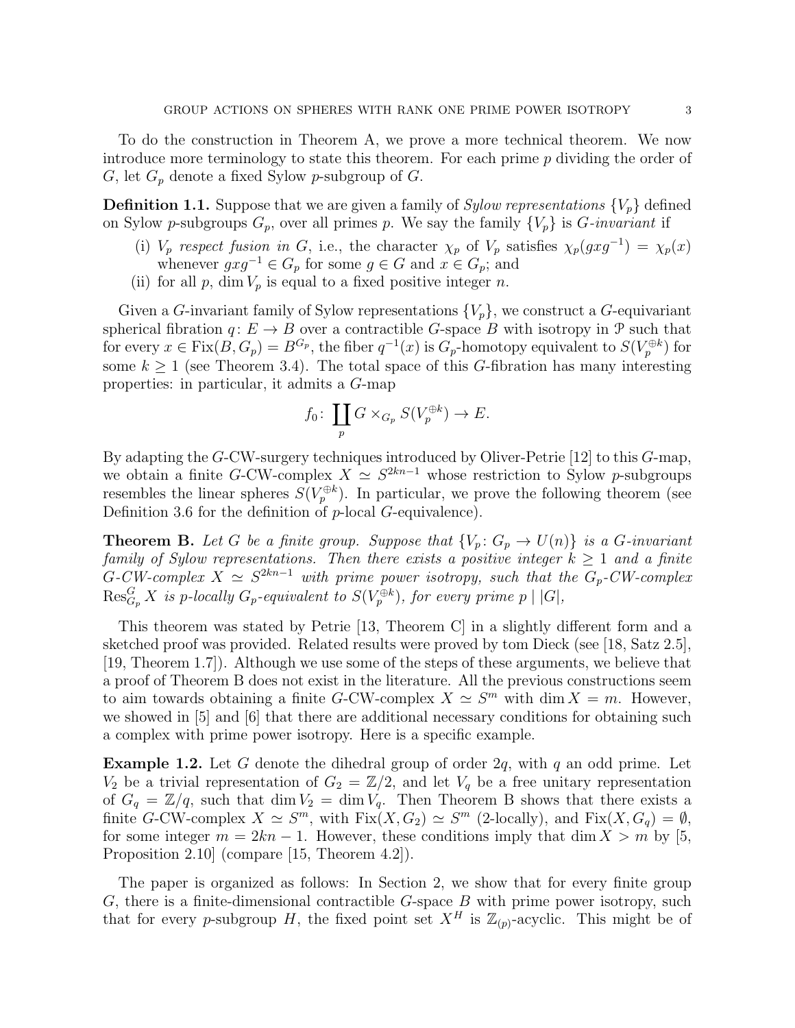To do the construction in Theorem A, we prove a more technical theorem. We now introduce more terminology to state this theorem. For each prime $p$ dividing the order of $G$, let $G_p$ denote a fixed Sylow $p$-subgroup of $G$.

**Definition 1.1.** Suppose that we are given a family of *Sylow representations* $\{V_p\}$ defined on Sylow $p$-subgroups $G_p$, over all primes $p$. We say the family $\{V_p\}$ is *$G$-invariant* if

- (i) $V_p$ *respect fusion in* $G$, i.e., the character $\chi_p$ of $V_p$ satisfies $\chi_p(gxg^{-1}) = \chi_p(x)$ whenever $gxg^{-1} \in G_p$ for some $g \in G$ and $x \in G_p$; and
- (ii) for all $p$, $\dim V_p$ is equal to a fixed positive integer $n$.

Given a $G$-invariant family of Sylow representations $\{V_p\}$, we construct a $G$-equivariant spherical fibration $q\colon E \to B$ over a contractible $G$-space $B$ with isotropy in $\mathcal{P}$ such that for every $x \in \mathrm{Fix}(B, G_p) = B^{G_p}$, the fiber $q^{-1}(x)$ is $G_p$-homotopy equivalent to $S(V_p^{\oplus k})$ for some $k \geq 1$ (see Theorem 3.4). The total space of this $G$-fibration has many interesting properties: in particular, it admits a $G$-map

$$f_0\colon \coprod_p G \times_{G_p} S(V_p^{\oplus k}) \to E.$$

By adapting the $G$-CW-surgery techniques introduced by Oliver-Petrie [12] to this $G$-map, we obtain a finite $G$-CW-complex $X \simeq S^{2kn-1}$ whose restriction to Sylow $p$-subgroups resembles the linear spheres $S(V_p^{\oplus k})$. In particular, we prove the following theorem (see Definition 3.6 for the definition of $p$-local $G$-equivalence).

**Theorem B.** *Let $G$ be a finite group. Suppose that $\{V_p\colon G_p \to U(n)\}$ is a $G$-invariant family of Sylow representations. Then there exists a positive integer $k \geq 1$ and a finite $G$-CW-complex $X \simeq S^{2kn-1}$ with prime power isotropy, such that the $G_p$-CW-complex $\mathrm{Res}^G_{G_p} X$ is $p$-locally $G_p$-equivalent to $S(V_p^{\oplus k})$, for every prime $p \mid |G|$,*

This theorem was stated by Petrie [13, Theorem C] in a slightly different form and a sketched proof was provided. Related results were proved by tom Dieck (see [18, Satz 2.5], [19, Theorem 1.7]). Although we use some of the steps of these arguments, we believe that a proof of Theorem B does not exist in the literature. All the previous constructions seem to aim towards obtaining a finite $G$-CW-complex $X \simeq S^m$ with $\dim X = m$. However, we showed in [5] and [6] that there are additional necessary conditions for obtaining such a complex with prime power isotropy. Here is a specific example.

**Example 1.2.** Let $G$ denote the dihedral group of order $2q$, with $q$ an odd prime. Let $V_2$ be a trivial representation of $G_2 = \mathbb{Z}/2$, and let $V_q$ be a free unitary representation of $G_q = \mathbb{Z}/q$, such that $\dim V_2 = \dim V_q$. Then Theorem B shows that there exists a finite $G$-CW-complex $X \simeq S^m$, with $\mathrm{Fix}(X, G_2) \simeq S^m$ (2-locally), and $\mathrm{Fix}(X, G_q) = \emptyset$, for some integer $m = 2kn - 1$. However, these conditions imply that $\dim X > m$ by [5, Proposition 2.10] (compare [15, Theorem 4.2]).

The paper is organized as follows: In Section 2, we show that for every finite group $G$, there is a finite-dimensional contractible $G$-space $B$ with prime power isotropy, such that for every $p$-subgroup $H$, the fixed point set $X^H$ is $\mathbb{Z}_{(p)}$-acyclic. This might be of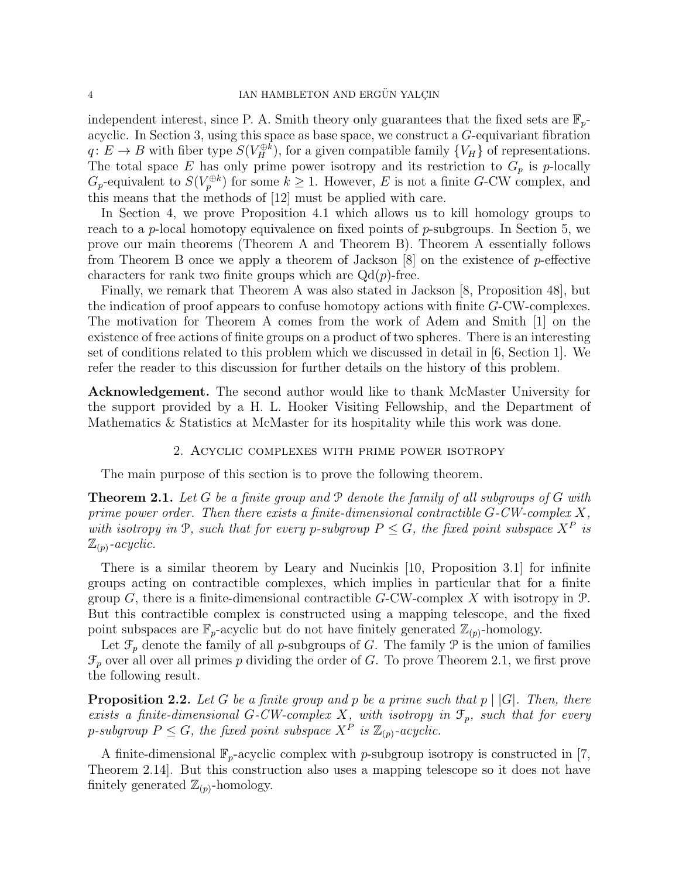independent interest, since P. A. Smith theory only guarantees that the fixed sets are $\mathbb{F}_p$-acyclic. In Section 3, using this space as base space, we construct a $G$-equivariant fibration $q\colon E \to B$ with fiber type $S(V_H^{\oplus k})$, for a given compatible family $\{V_H\}$ of representations. The total space $E$ has only prime power isotropy and its restriction to $G_p$ is $p$-locally $G_p$-equivalent to $S(V_p^{\oplus k})$ for some $k \geq 1$. However, $E$ is not a finite $G$-CW complex, and this means that the methods of [12] must be applied with care.

In Section 4, we prove Proposition 4.1 which allows us to kill homology groups to reach to a $p$-local homotopy equivalence on fixed points of $p$-subgroups. In Section 5, we prove our main theorems (Theorem A and Theorem B). Theorem A essentially follows from Theorem B once we apply a theorem of Jackson [8] on the existence of $p$-effective characters for rank two finite groups which are $\mathrm{Qd}(p)$-free.

Finally, we remark that Theorem A was also stated in Jackson [8, Proposition 48], but the indication of proof appears to confuse homotopy actions with finite $G$-CW-complexes. The motivation for Theorem A comes from the work of Adem and Smith [1] on the existence of free actions of finite groups on a product of two spheres. There is an interesting set of conditions related to this problem which we discussed in detail in [6, Section 1]. We refer the reader to this discussion for further details on the history of this problem.

**Acknowledgement.** The second author would like to thank McMaster University for the support provided by a H. L. Hooker Visiting Fellowship, and the Department of Mathematics & Statistics at McMaster for its hospitality while this work was done.

## 2. Acyclic complexes with prime power isotropy

The main purpose of this section is to prove the following theorem.

**Theorem 2.1.** *Let $G$ be a finite group and $\mathcal{P}$ denote the family of all subgroups of $G$ with prime power order. Then there exists a finite-dimensional contractible $G$-CW-complex $X$, with isotropy in $\mathcal{P}$, such that for every $p$-subgroup $P \leq G$, the fixed point subspace $X^P$ is $\mathbb{Z}_{(p)}$-acyclic.*

There is a similar theorem by Leary and Nucinkis [10, Proposition 3.1] for infinite groups acting on contractible complexes, which implies in particular that for a finite group $G$, there is a finite-dimensional contractible $G$-CW-complex $X$ with isotropy in $\mathcal{P}$. But this contractible complex is constructed using a mapping telescope, and the fixed point subspaces are $\mathbb{F}_p$-acyclic but do not have finitely generated $\mathbb{Z}_{(p)}$-homology.

Let $\mathcal{F}_p$ denote the family of all $p$-subgroups of $G$. The family $\mathcal{P}$ is the union of families $\mathcal{F}_p$ over all over all primes $p$ dividing the order of $G$. To prove Theorem 2.1, we first prove the following result.

**Proposition 2.2.** *Let $G$ be a finite group and $p$ be a prime such that $p \mid |G|$. Then, there exists a finite-dimensional $G$-CW-complex $X$, with isotropy in $\mathcal{F}_p$, such that for every $p$-subgroup $P \leq G$, the fixed point subspace $X^P$ is $\mathbb{Z}_{(p)}$-acyclic.*

A finite-dimensional $\mathbb{F}_p$-acyclic complex with $p$-subgroup isotropy is constructed in [7, Theorem 2.14]. But this construction also uses a mapping telescope so it does not have finitely generated $\mathbb{Z}_{(p)}$-homology.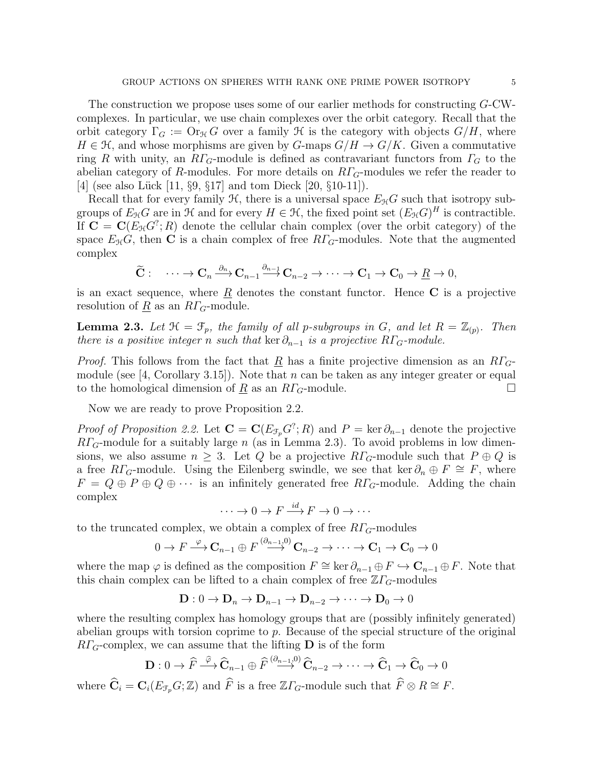The construction we propose uses some of our earlier methods for constructing $G$-CW-complexes. In particular, we use chain complexes over the orbit category. Recall that the orbit category $\Gamma_G := \mathrm{Or}_{\mathcal{H}} G$ over a family $\mathcal{H}$ is the category with objects $G/H$, where $H \in \mathcal{H}$, and whose morphisms are given by $G$-maps $G/H \to G/K$. Given a commutative ring $R$ with unity, an $R\Gamma_G$-module is defined as contravariant functors from $\Gamma_G$ to the abelian category of $R$-modules. For more details on $R\Gamma_G$-modules we refer the reader to [4] (see also Lück [11, §9, §17] and tom Dieck [20, §10-11]).

Recall that for every family $\mathcal{H}$, there is a universal space $E_{\mathcal{H}}G$ such that isotropy subgroups of $E_{\mathcal{H}}G$ are in $\mathcal{H}$ and for every $H \in \mathcal{H}$, the fixed point set $(E_{\mathcal{H}}G)^H$ is contractible. If $\mathbf{C} = \mathbf{C}(E_{\mathcal{H}}G^?; R)$ denote the cellular chain complex (over the orbit category) of the space $E_{\mathcal{H}}G$, then $\mathbf{C}$ is a chain complex of free $R\Gamma_G$-modules. Note that the augmented complex

$$\widetilde{\mathbf{C}} : \quad \cdots \to \mathbf{C}_n \xrightarrow{\partial_n} \mathbf{C}_{n-1} \xrightarrow{\partial_{n-1}} \mathbf{C}_{n-2} \to \cdots \to \mathbf{C}_1 \to \mathbf{C}_0 \to \underline{R} \to 0,$$

is an exact sequence, where $\underline{R}$ denotes the constant functor. Hence $\mathbf{C}$ is a projective resolution of $\underline{R}$ as an $R\Gamma_G$-module.

**Lemma 2.3.** *Let $\mathcal{H} = \mathcal{F}_p$, the family of all $p$-subgroups in $G$, and let $R = \mathbb{Z}_{(p)}$. Then there is a positive integer $n$ such that $\ker \partial_{n-1}$ is a projective $R\Gamma_G$-module.*

*Proof.* This follows from the fact that $\underline{R}$ has a finite projective dimension as an $R\Gamma_G$-module (see [4, Corollary 3.15]). Note that $n$ can be taken as any integer greater or equal to the homological dimension of $\underline{R}$ as an $R\Gamma_G$-module. □

Now we are ready to prove Proposition 2.2.

*Proof of Proposition 2.2.* Let $\mathbf{C} = \mathbf{C}(E_{\mathcal{F}_p}G^?; R)$ and $P = \ker \partial_{n-1}$ denote the projective $R\Gamma_G$-module for a suitably large $n$ (as in Lemma 2.3). To avoid problems in low dimensions, we also assume $n \geq 3$. Let $Q$ be a projective $R\Gamma_G$-module such that $P \oplus Q$ is a free $R\Gamma_G$-module. Using the Eilenberg swindle, we see that $\ker \partial_n \oplus F \cong F$, where $F = Q \oplus P \oplus Q \oplus \cdots$ is an infinitely generated free $R\Gamma_G$-module. Adding the chain complex

$$\cdots \to 0 \to F \xrightarrow{id} F \to 0 \to \cdots$$

to the truncated complex, we obtain a complex of free $R\Gamma_G$-modules

$$0 \to F \xrightarrow{\varphi} \mathbf{C}_{n-1} \oplus F \xrightarrow{(\partial_{n-1}, 0)} \mathbf{C}_{n-2} \to \cdots \to \mathbf{C}_1 \to \mathbf{C}_0 \to 0$$

where the map $\varphi$ is defined as the composition $F \cong \ker \partial_{n-1} \oplus F \hookrightarrow \mathbf{C}_{n-1} \oplus F$. Note that this chain complex can be lifted to a chain complex of free $\mathbb{Z}\Gamma_G$-modules

$$\mathbf{D} : 0 \to \mathbf{D}_n \to \mathbf{D}_{n-1} \to \mathbf{D}_{n-2} \to \cdots \to \mathbf{D}_0 \to 0$$

where the resulting complex has homology groups that are (possibly infinitely generated) abelian groups with torsion coprime to $p$. Because of the special structure of the original $R\Gamma_G$-complex, we can assume that the lifting $\mathbf{D}$ is of the form

$$\mathbf{D} : 0 \to \widehat{F} \xrightarrow{\widehat{\varphi}} \widehat{\mathbf{C}}_{n-1} \oplus \widehat{F} \xrightarrow{(\partial_{n-1}, 0)} \widehat{\mathbf{C}}_{n-2} \to \cdots \to \widehat{\mathbf{C}}_1 \to \widehat{\mathbf{C}}_0 \to 0$$

where $\widehat{\mathbf{C}}_i = \mathbf{C}_i(E_{\mathcal{F}_p}G; \mathbb{Z})$ and $\widehat{F}$ is a free $\mathbb{Z}\Gamma_G$-module such that $\widehat{F} \otimes R \cong F$.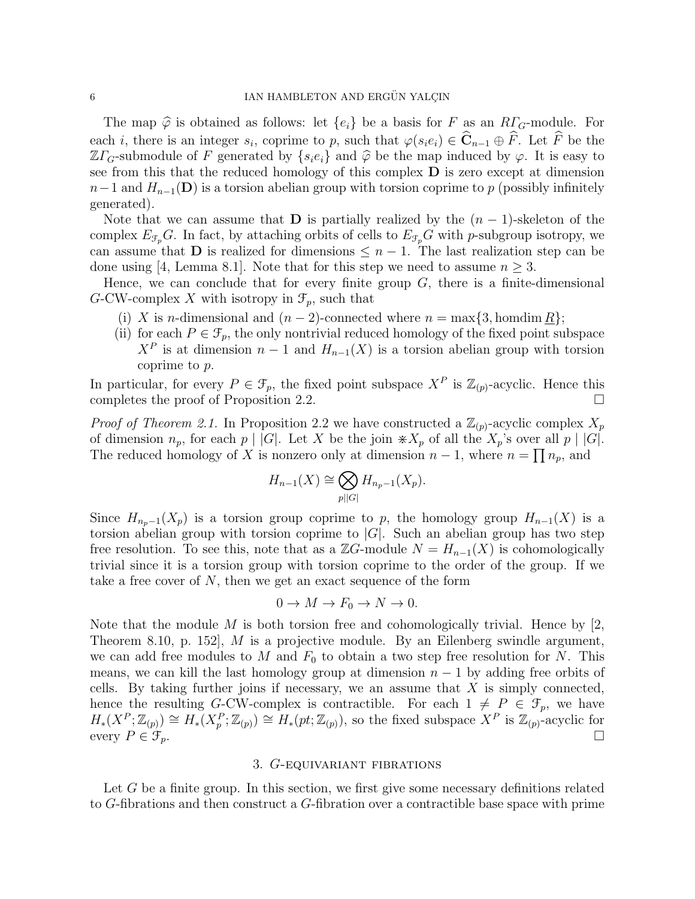The map $\widehat{\varphi}$ is obtained as follows: let $\{e_i\}$ be a basis for $F$ as an $R\varGamma_G$-module. For each $i$, there is an integer $s_i$, coprime to $p$, such that $\varphi(s_i e_i) \in \widehat{\mathbf{C}}_{n-1} \oplus \widehat{F}$. Let $\widehat{F}$ be the $\mathbb{Z}\varGamma_G$-submodule of $F$ generated by $\{s_i e_i\}$ and $\widehat{\varphi}$ be the map induced by $\varphi$. It is easy to see from this that the reduced homology of this complex $\mathbf{D}$ is zero except at dimension $n-1$ and $H_{n-1}(\mathbf{D})$ is a torsion abelian group with torsion coprime to $p$ (possibly infinitely generated).

Note that we can assume that $\mathbf{D}$ is partially realized by the $(n-1)$-skeleton of the complex $E_{\mathcal{F}_p}G$. In fact, by attaching orbits of cells to $E_{\mathcal{F}_p}G$ with $p$-subgroup isotropy, we can assume that $\mathbf{D}$ is realized for dimensions $\leq n-1$. The last realization step can be done using [4, Lemma 8.1]. Note that for this step we need to assume $n \geq 3$.

Hence, we can conclude that for every finite group $G$, there is a finite-dimensional $G$-CW-complex $X$ with isotropy in $\mathcal{F}_p$, such that

(i) $X$ is $n$-dimensional and $(n-2)$-connected where $n = \max\{3, \operatorname{homdim} \underline{R}\}$;

(ii) for each $P \in \mathcal{F}_p$, the only nontrivial reduced homology of the fixed point subspace $X^P$ is at dimension $n-1$ and $H_{n-1}(X)$ is a torsion abelian group with torsion coprime to $p$.

In particular, for every $P \in \mathcal{F}_p$, the fixed point subspace $X^P$ is $\mathbb{Z}_{(p)}$-acyclic. Hence this completes the proof of Proposition 2.2. $\square$

*Proof of Theorem 2.1.* In Proposition 2.2 we have constructed a $\mathbb{Z}_{(p)}$-acyclic complex $X_p$ of dimension $n_p$, for each $p \mid |G|$. Let $X$ be the join $\ast X_p$ of all the $X_p$'s over all $p \mid |G|$. The reduced homology of $X$ is nonzero only at dimension $n-1$, where $n = \prod n_p$, and

$$H_{n-1}(X) \cong \bigotimes_{p \mid |G|} H_{n_p-1}(X_p).$$

Since $H_{n_p-1}(X_p)$ is a torsion group coprime to $p$, the homology group $H_{n-1}(X)$ is a torsion abelian group with torsion coprime to $|G|$. Such an abelian group has two step free resolution. To see this, note that as a $\mathbb{Z}G$-module $N = H_{n-1}(X)$ is cohomologically trivial since it is a torsion group with torsion coprime to the order of the group. If we take a free cover of $N$, then we get an exact sequence of the form

$$0 \to M \to F_0 \to N \to 0.$$

Note that the module $M$ is both torsion free and cohomologically trivial. Hence by [2, Theorem 8.10, p. 152], $M$ is a projective module. By an Eilenberg swindle argument, we can add free modules to $M$ and $F_0$ to obtain a two step free resolution for $N$. This means, we can kill the last homology group at dimension $n-1$ by adding free orbits of cells. By taking further joins if necessary, we an assume that $X$ is simply connected, hence the resulting $G$-CW-complex is contractible. For each $1 \neq P \in \mathcal{F}_p$, we have $H_*(X^P; \mathbb{Z}_{(p)}) \cong H_*(X_p^P; \mathbb{Z}_{(p)}) \cong H_*(pt; \mathbb{Z}_{(p)})$, so the fixed subspace $X^P$ is $\mathbb{Z}_{(p)}$-acyclic for every $P \in \mathcal{F}_p$. $\square$

## 3. $G$-equivariant fibrations

Let $G$ be a finite group. In this section, we first give some necessary definitions related to $G$-fibrations and then construct a $G$-fibration over a contractible base space with prime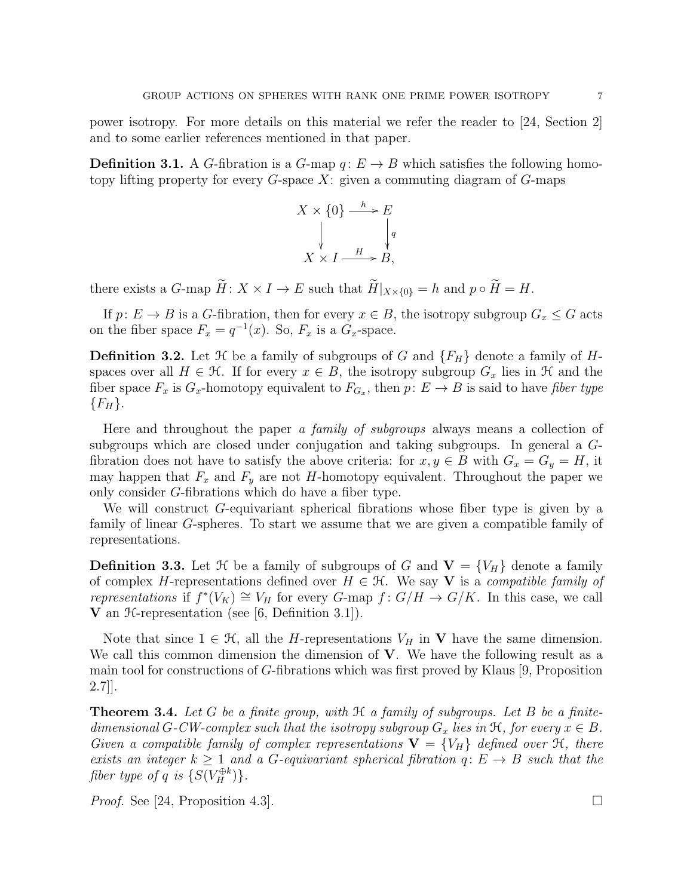power isotropy. For more details on this material we refer the reader to [24, Section 2] and to some earlier references mentioned in that paper.

**Definition 3.1.** A $G$-fibration is a $G$-map $q\colon E \to B$ which satisfies the following homotopy lifting property for every $G$-space $X$: given a commuting diagram of $G$-maps

$$\begin{array}{ccc} X \times \{0\} & \xrightarrow{h} & E \\ \downarrow & & \downarrow q \\ X \times I & \xrightarrow{H} & B, \end{array}$$

there exists a $G$-map $\widetilde{H}\colon X \times I \to E$ such that $\widetilde{H}|_{X\times\{0\}} = h$ and $p \circ \widetilde{H} = H$.

If $p\colon E \to B$ is a $G$-fibration, then for every $x \in B$, the isotropy subgroup $G_x \leq G$ acts on the fiber space $F_x = q^{-1}(x)$. So, $F_x$ is a $G_x$-space.

**Definition 3.2.** Let $\mathcal{H}$ be a family of subgroups of $G$ and $\{F_H\}$ denote a family of $H$-spaces over all $H \in \mathcal{H}$. If for every $x \in B$, the isotropy subgroup $G_x$ lies in $\mathcal{H}$ and the fiber space $F_x$ is $G_x$-homotopy equivalent to $F_{G_x}$, then $p\colon E \to B$ is said to have *fiber type* $\{F_H\}$.

Here and throughout the paper *a family of subgroups* always means a collection of subgroups which are closed under conjugation and taking subgroups. In general a $G$-fibration does not have to satisfy the above criteria: for $x, y \in B$ with $G_x = G_y = H$, it may happen that $F_x$ and $F_y$ are not $H$-homotopy equivalent. Throughout the paper we only consider $G$-fibrations which do have a fiber type.

We will construct $G$-equivariant spherical fibrations whose fiber type is given by a family of linear $G$-spheres. To start we assume that we are given a compatible family of representations.

**Definition 3.3.** Let $\mathcal{H}$ be a family of subgroups of $G$ and $\mathbf{V} = \{V_H\}$ denote a family of complex $H$-representations defined over $H \in \mathcal{H}$. We say $\mathbf{V}$ is a *compatible family of representations* if $f^*(V_K) \cong V_H$ for every $G$-map $f\colon G/H \to G/K$. In this case, we call $\mathbf{V}$ an $\mathcal{H}$-representation (see [6, Definition 3.1]).

Note that since $1 \in \mathcal{H}$, all the $H$-representations $V_H$ in $\mathbf{V}$ have the same dimension. We call this common dimension the dimension of $\mathbf{V}$. We have the following result as a main tool for constructions of $G$-fibrations which was first proved by Klaus [9, Proposition 2.7]].

**Theorem 3.4.** *Let $G$ be a finite group, with $\mathcal{H}$ a family of subgroups. Let $B$ be a finite-dimensional $G$-CW-complex such that the isotropy subgroup $G_x$ lies in $\mathcal{H}$, for every $x \in B$. Given a compatible family of complex representations $\mathbf{V} = \{V_H\}$ defined over $\mathcal{H}$, there exists an integer $k \geq 1$ and a $G$-equivariant spherical fibration $q\colon E \to B$ such that the fiber type of $q$ is $\{S(V_H^{\oplus k})\}$.*

*Proof.* See [24, Proposition 4.3]. □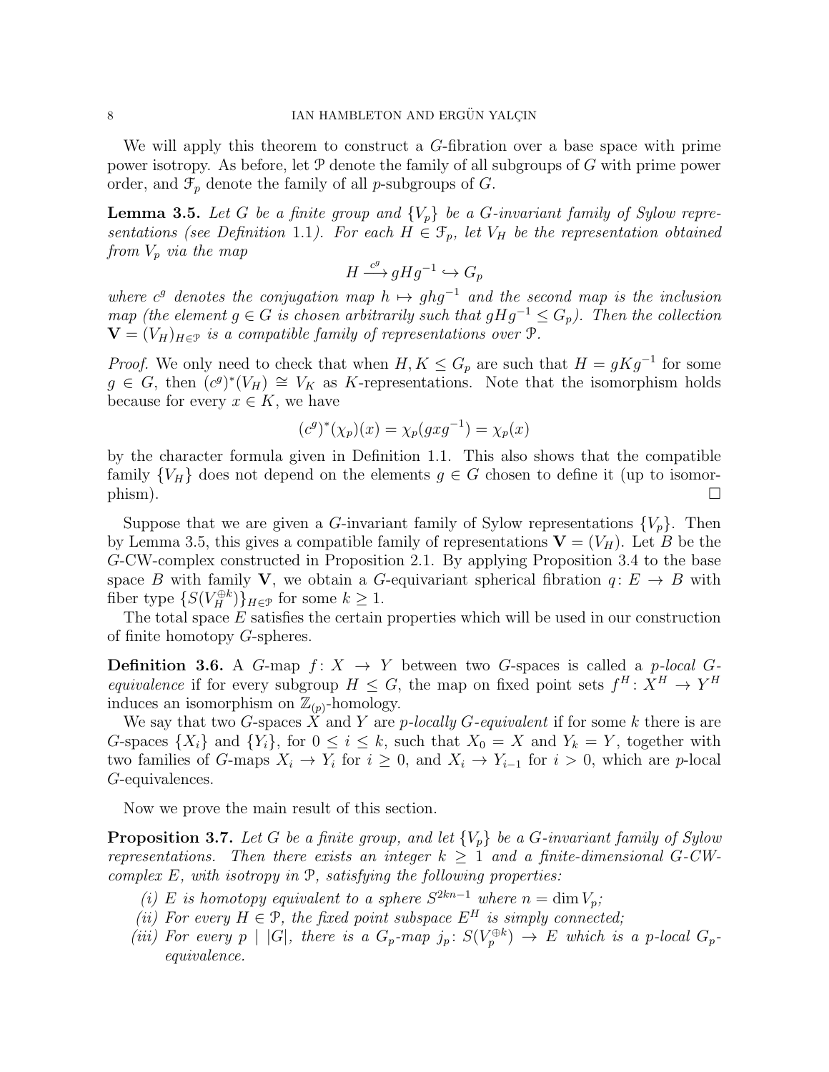We will apply this theorem to construct a $G$-fibration over a base space with prime power isotropy. As before, let $\mathcal{P}$ denote the family of all subgroups of $G$ with prime power order, and $\mathcal{F}_p$ denote the family of all $p$-subgroups of $G$.

**Lemma 3.5.** *Let $G$ be a finite group and $\{V_p\}$ be a $G$-invariant family of Sylow representations (see Definition 1.1). For each $H \in \mathcal{F}_p$, let $V_H$ be the representation obtained from $V_p$ via the map*

$$H \xrightarrow{c^g} gHg^{-1} \hookrightarrow G_p$$

*where $c^g$ denotes the conjugation map $h \mapsto ghg^{-1}$ and the second map is the inclusion map (the element $g \in G$ is chosen arbitrarily such that $gHg^{-1} \leq G_p$). Then the collection $\mathbf{V} = (V_H)_{H \in \mathcal{P}}$ is a compatible family of representations over $\mathcal{P}$.*

*Proof.* We only need to check that when $H, K \leq G_p$ are such that $H = gKg^{-1}$ for some $g \in G$, then $(c^g)^*(V_H) \cong V_K$ as $K$-representations. Note that the isomorphism holds because for every $x \in K$, we have

$$(c^g)^*(\chi_p)(x) = \chi_p(gxg^{-1}) = \chi_p(x)$$

by the character formula given in Definition 1.1. This also shows that the compatible family $\{V_H\}$ does not depend on the elements $g \in G$ chosen to define it (up to isomorphism). $\square$

Suppose that we are given a $G$-invariant family of Sylow representations $\{V_p\}$. Then by Lemma 3.5, this gives a compatible family of representations $\mathbf{V} = (V_H)$. Let $B$ be the $G$-CW-complex constructed in Proposition 2.1. By applying Proposition 3.4 to the base space $B$ with family $\mathbf{V}$, we obtain a $G$-equivariant spherical fibration $q \colon E \to B$ with fiber type $\{S(V_H^{\oplus k})\}_{H \in \mathcal{P}}$ for some $k \geq 1$.

The total space $E$ satisfies the certain properties which will be used in our construction of finite homotopy $G$-spheres.

**Definition 3.6.** A $G$-map $f \colon X \to Y$ between two $G$-spaces is called a *$p$-local $G$-equivalence* if for every subgroup $H \leq G$, the map on fixed point sets $f^H \colon X^H \to Y^H$ induces an isomorphism on $\mathbb{Z}_{(p)}$-homology.

We say that two $G$-spaces $X$ and $Y$ are *$p$-locally $G$-equivalent* if for some $k$ there is are $G$-spaces $\{X_i\}$ and $\{Y_i\}$, for $0 \leq i \leq k$, such that $X_0 = X$ and $Y_k = Y$, together with two families of $G$-maps $X_i \to Y_i$ for $i \geq 0$, and $X_i \to Y_{i-1}$ for $i > 0$, which are $p$-local $G$-equivalences.

Now we prove the main result of this section.

**Proposition 3.7.** *Let $G$ be a finite group, and let $\{V_p\}$ be a $G$-invariant family of Sylow representations. Then there exists an integer $k \geq 1$ and a finite-dimensional $G$-CW-complex $E$, with isotropy in $\mathcal{P}$, satisfying the following properties:*

*(i) $E$ is homotopy equivalent to a sphere $S^{2kn-1}$ where $n = \dim V_p$;*

*(ii) For every $H \in \mathcal{P}$, the fixed point subspace $E^H$ is simply connected;*

*(iii) For every $p \mid |G|$, there is a $G_p$-map $j_p \colon S(V_p^{\oplus k}) \to E$ which is a $p$-local $G_p$-equivalence.*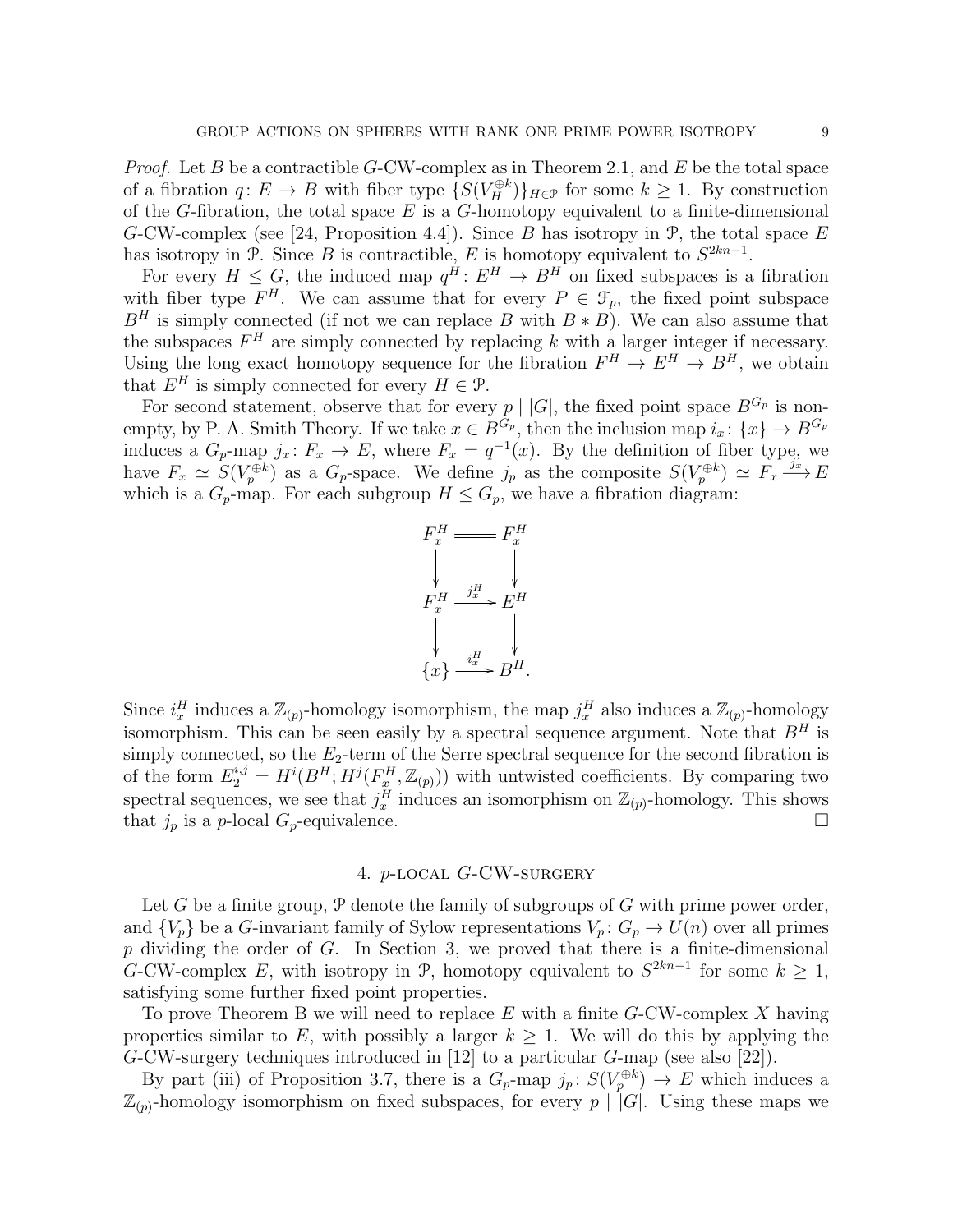*Proof.* Let $B$ be a contractible $G$-CW-complex as in Theorem 2.1, and $E$ be the total space of a fibration $q\colon E \to B$ with fiber type $\{S(V_H^{\oplus k})\}_{H\in\mathcal{P}}$ for some $k \geq 1$. By construction of the $G$-fibration, the total space $E$ is a $G$-homotopy equivalent to a finite-dimensional $G$-CW-complex (see [24, Proposition 4.4]). Since $B$ has isotropy in $\mathcal{P}$, the total space $E$ has isotropy in $\mathcal{P}$. Since $B$ is contractible, $E$ is homotopy equivalent to $S^{2kn-1}$.

For every $H \leq G$, the induced map $q^H\colon E^H \to B^H$ on fixed subspaces is a fibration with fiber type $F^H$. We can assume that for every $P \in \mathcal{F}_p$, the fixed point subspace $B^H$ is simply connected (if not we can replace $B$ with $B * B$). We can also assume that the subspaces $F^H$ are simply connected by replacing $k$ with a larger integer if necessary. Using the long exact homotopy sequence for the fibration $F^H \to E^H \to B^H$, we obtain that $E^H$ is simply connected for every $H \in \mathcal{P}$.

For second statement, observe that for every $p \mid |G|$, the fixed point space $B^{G_p}$ is nonempty, by P. A. Smith Theory. If we take $x \in B^{G_p}$, then the inclusion map $i_x\colon \{x\} \to B^{G_p}$ induces a $G_p$-map $j_x\colon F_x \to E$, where $F_x = q^{-1}(x)$. By the definition of fiber type, we have $F_x \simeq S(V_p^{\oplus k})$ as a $G_p$-space. We define $j_p$ as the composite $S(V_p^{\oplus k}) \simeq F_x \xrightarrow{j_x} E$ which is a $G_p$-map. For each subgroup $H \leq G_p$, we have a fibration diagram:

$$\begin{array}{ccc}
F_x^H & = & F_x^H \\
\downarrow & & \downarrow \\
F_x^H & \xrightarrow{j_x^H} & E^H \\
\downarrow & & \downarrow \\
\{x\} & \xrightarrow{i_x^H} & B^H.
\end{array}$$

Since $i_x^H$ induces a $\mathbb{Z}_{(p)}$-homology isomorphism, the map $j_x^H$ also induces a $\mathbb{Z}_{(p)}$-homology isomorphism. This can be seen easily by a spectral sequence argument. Note that $B^H$ is simply connected, so the $E_2$-term of the Serre spectral sequence for the second fibration is of the form $E_2^{i,j} = H^i(B^H; H^j(F_x^H, \mathbb{Z}_{(p)}))$ with untwisted coefficients. By comparing two spectral sequences, we see that $j_x^H$ induces an isomorphism on $\mathbb{Z}_{(p)}$-homology. This shows that $j_p$ is a $p$-local $G_p$-equivalence. □

## 4. $p$-local $G$-CW-surgery

Let $G$ be a finite group, $\mathcal{P}$ denote the family of subgroups of $G$ with prime power order, and $\{V_p\}$ be a $G$-invariant family of Sylow representations $V_p\colon G_p \to U(n)$ over all primes $p$ dividing the order of $G$. In Section 3, we proved that there is a finite-dimensional $G$-CW-complex $E$, with isotropy in $\mathcal{P}$, homotopy equivalent to $S^{2kn-1}$ for some $k \geq 1$, satisfying some further fixed point properties.

To prove Theorem B we will need to replace $E$ with a finite $G$-CW-complex $X$ having properties similar to $E$, with possibly a larger $k \geq 1$. We will do this by applying the $G$-CW-surgery techniques introduced in [12] to a particular $G$-map (see also [22]).

By part (iii) of Proposition 3.7, there is a $G_p$-map $j_p\colon S(V_p^{\oplus k}) \to E$ which induces a $\mathbb{Z}_{(p)}$-homology isomorphism on fixed subspaces, for every $p \mid |G|$. Using these maps we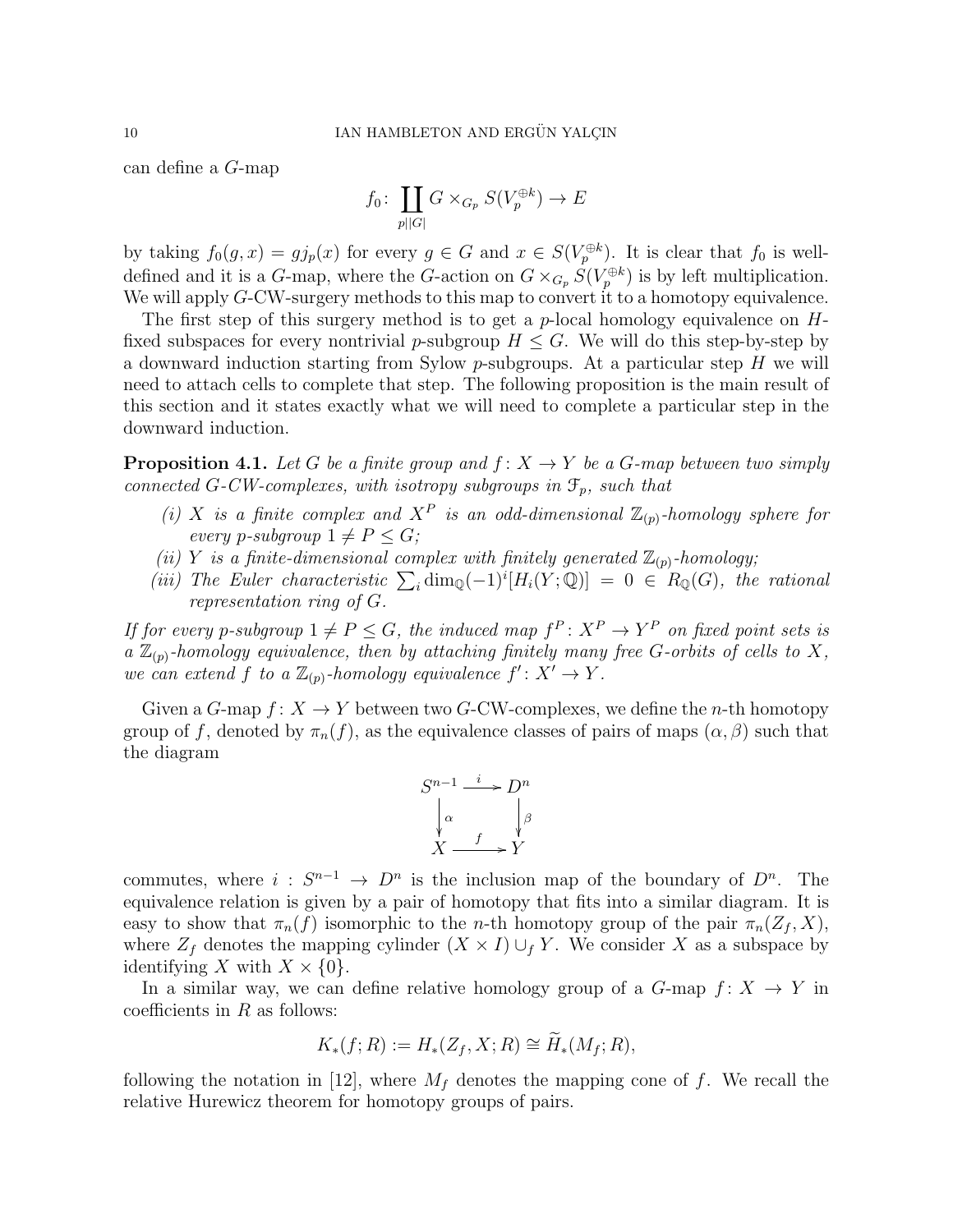can define a $G$-map

$$f_0\colon \coprod_{p||G|} G \times_{G_p} S(V_p^{\oplus k}) \to E$$

by taking $f_0(g, x) = g j_p(x)$ for every $g \in G$ and $x \in S(V_p^{\oplus k})$. It is clear that $f_0$ is well-defined and it is a $G$-map, where the $G$-action on $G \times_{G_p} S(V_p^{\oplus k})$ is by left multiplication. We will apply $G$-CW-surgery methods to this map to convert it to a homotopy equivalence.

The first step of this surgery method is to get a $p$-local homology equivalence on $H$-fixed subspaces for every nontrivial $p$-subgroup $H \leq G$. We will do this step-by-step by a downward induction starting from Sylow $p$-subgroups. At a particular step $H$ we will need to attach cells to complete that step. The following proposition is the main result of this section and it states exactly what we will need to complete a particular step in the downward induction.

**Proposition 4.1.** *Let $G$ be a finite group and $f\colon X \to Y$ be a $G$-map between two simply connected $G$-CW-complexes, with isotropy subgroups in $\mathcal{F}_p$, such that*

*(i) $X$ is a finite complex and $X^P$ is an odd-dimensional $\mathbb{Z}_{(p)}$-homology sphere for every $p$-subgroup $1 \neq P \leq G$;*
*(ii) $Y$ is a finite-dimensional complex with finitely generated $\mathbb{Z}_{(p)}$-homology;*
*(iii) The Euler characteristic $\sum_i \dim_{\mathbb{Q}}(-1)^i[H_i(Y;\mathbb{Q})] = 0 \in R_{\mathbb{Q}}(G)$, the rational representation ring of $G$.*

*If for every $p$-subgroup $1 \neq P \leq G$, the induced map $f^P\colon X^P \to Y^P$ on fixed point sets is a $\mathbb{Z}_{(p)}$-homology equivalence, then by attaching finitely many free $G$-orbits of cells to $X$, we can extend $f$ to a $\mathbb{Z}_{(p)}$-homology equivalence $f'\colon X' \to Y$.*

Given a $G$-map $f\colon X \to Y$ between two $G$-CW-complexes, we define the $n$-th homotopy group of $f$, denoted by $\pi_n(f)$, as the equivalence classes of pairs of maps $(\alpha, \beta)$ such that the diagram

$$\begin{array}{ccc} S^{n-1} & \xrightarrow{\ i\ } & D^n \\ \downarrow{\scriptstyle \alpha} & & \downarrow{\scriptstyle \beta} \\ X & \xrightarrow{\ f\ } & Y \end{array}$$

commutes, where $i : S^{n-1} \to D^n$ is the inclusion map of the boundary of $D^n$. The equivalence relation is given by a pair of homotopy that fits into a similar diagram. It is easy to show that $\pi_n(f)$ isomorphic to the $n$-th homotopy group of the pair $\pi_n(Z_f, X)$, where $Z_f$ denotes the mapping cylinder $(X \times I) \cup_f Y$. We consider $X$ as a subspace by identifying $X$ with $X \times \{0\}$.

In a similar way, we can define relative homology group of a $G$-map $f\colon X \to Y$ in coefficients in $R$ as follows:

$$K_*(f; R) := H_*(Z_f, X; R) \cong \widetilde{H}_*(M_f; R),$$

following the notation in [12], where $M_f$ denotes the mapping cone of $f$. We recall the relative Hurewicz theorem for homotopy groups of pairs.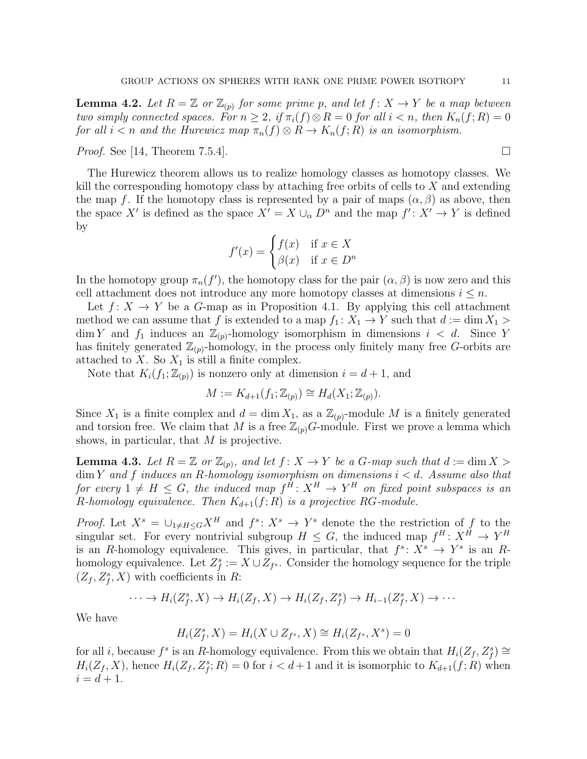**Lemma 4.2.** *Let $R = \mathbb{Z}$ or $\mathbb{Z}_{(p)}$ for some prime $p$, and let $f\colon X \to Y$ be a map between two simply connected spaces. For $n \geq 2$, if $\pi_i(f) \otimes R = 0$ for all $i < n$, then $K_n(f; R) = 0$ for all $i < n$ and the Hurewicz map $\pi_n(f) \otimes R \to K_n(f; R)$ is an isomorphism.*

*Proof.* See [14, Theorem 7.5.4]. □

The Hurewicz theorem allows us to realize homology classes as homotopy classes. We kill the corresponding homotopy class by attaching free orbits of cells to $X$ and extending the map $f$. If the homotopy class is represented by a pair of maps $(\alpha, \beta)$ as above, then the space $X'$ is defined as the space $X' = X \cup_\alpha D^n$ and the map $f'\colon X' \to Y$ is defined by

$$f'(x) = \begin{cases} f(x) & \text{if } x \in X \\ \beta(x) & \text{if } x \in D^n \end{cases}$$

In the homotopy group $\pi_n(f')$, the homotopy class for the pair $(\alpha, \beta)$ is now zero and this cell attachment does not introduce any more homotopy classes at dimensions $i \leq n$.

Let $f\colon X \to Y$ be a $G$-map as in Proposition 4.1. By applying this cell attachment method we can assume that $f$ is extended to a map $f_1\colon X_1 \to Y$ such that $d := \dim X_1 > \dim Y$ and $f_1$ induces an $\mathbb{Z}_{(p)}$-homology isomorphism in dimensions $i < d$. Since $Y$ has finitely generated $\mathbb{Z}_{(p)}$-homology, in the process only finitely many free $G$-orbits are attached to $X$. So $X_1$ is still a finite complex.

Note that $K_i(f_1; \mathbb{Z}_{(p)})$ is nonzero only at dimension $i = d + 1$, and

$$M := K_{d+1}(f_1; \mathbb{Z}_{(p)}) \cong H_d(X_1; \mathbb{Z}_{(p)}).$$

Since $X_1$ is a finite complex and $d = \dim X_1$, as a $\mathbb{Z}_{(p)}$-module $M$ is a finitely generated and torsion free. We claim that $M$ is a free $\mathbb{Z}_{(p)}G$-module. First we prove a lemma which shows, in particular, that $M$ is projective.

**Lemma 4.3.** *Let $R = \mathbb{Z}$ or $\mathbb{Z}_{(p)}$, and let $f\colon X \to Y$ be a $G$-map such that $d := \dim X > \dim Y$ and $f$ induces an $R$-homology isomorphism on dimensions $i < d$. Assume also that for every $1 \neq H \leq G$, the induced map $f^H\colon X^H \to Y^H$ on fixed point subspaces is an $R$-homology equivalence. Then $K_{d+1}(f; R)$ is a projective $RG$-module.*

*Proof.* Let $X^s = \cup_{1 \neq H \leq G} X^H$ and $f^s\colon X^s \to Y^s$ denote the the restriction of $f$ to the singular set. For every nontrivial subgroup $H \leq G$, the induced map $f^H\colon X^H \to Y^H$ is an $R$-homology equivalence. This gives, in particular, that $f^s\colon X^s \to Y^s$ is an $R$-homology equivalence. Let $Z_f^s := X \cup Z_{f^s}$. Consider the homology sequence for the triple $(Z_f, Z_f^s, X)$ with coefficients in $R$:

$$\cdots \to H_i(Z_f^s, X) \to H_i(Z_f, X) \to H_i(Z_f, Z_f^s) \to H_{i-1}(Z_f^s, X) \to \cdots$$

We have

$$H_i(Z_f^s, X) = H_i(X \cup Z_{f^s}, X) \cong H_i(Z_{f^s}, X^s) = 0$$

for all $i$, because $f^s$ is an $R$-homology equivalence. From this we obtain that $H_i(Z_f, Z_f^s) \cong H_i(Z_f, X)$, hence $H_i(Z_f, Z_f^s; R) = 0$ for $i < d+1$ and it is isomorphic to $K_{d+1}(f; R)$ when $i = d + 1$.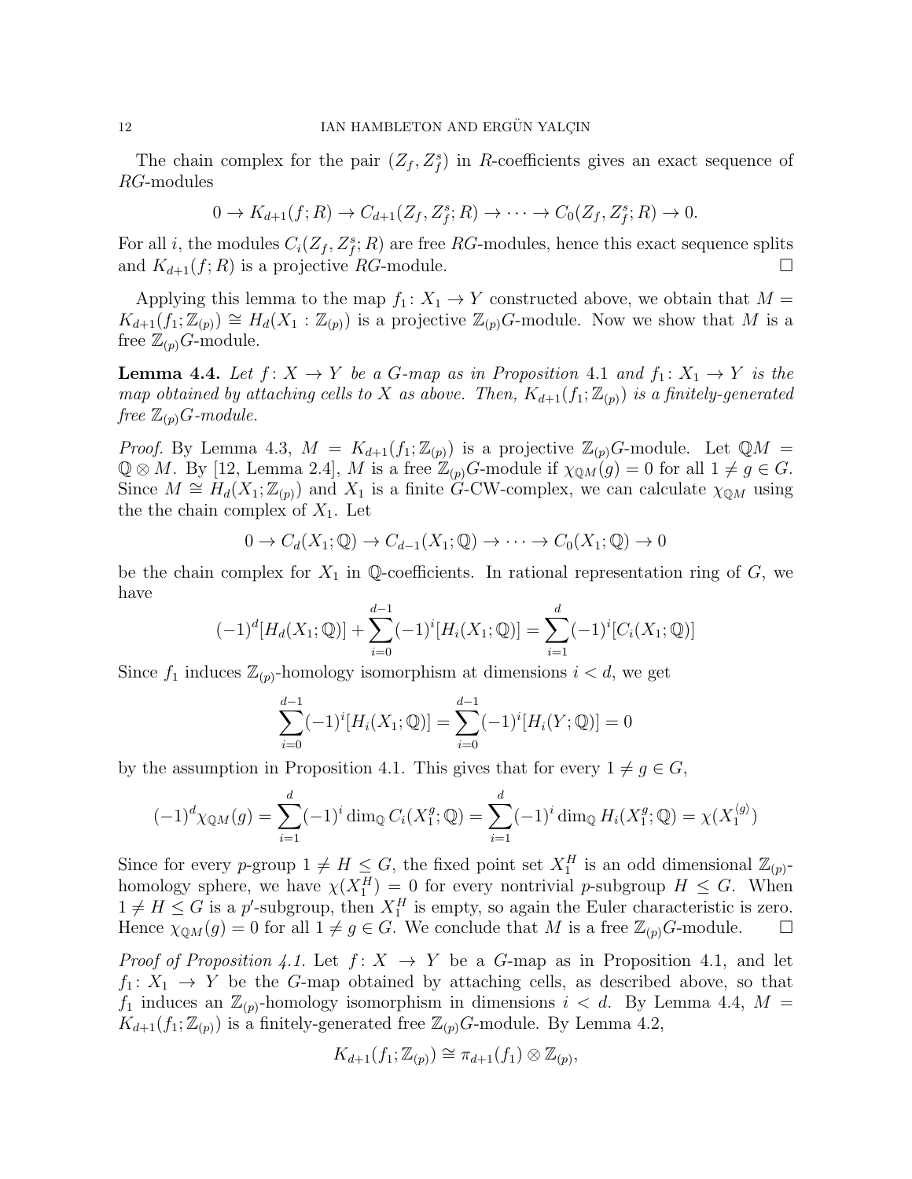The chain complex for the pair $(Z_f, Z_f^s)$ in $R$-coefficients gives an exact sequence of $RG$-modules

$$0 \to K_{d+1}(f; R) \to C_{d+1}(Z_f, Z_f^s; R) \to \cdots \to C_0(Z_f, Z_f^s; R) \to 0.$$

For all $i$, the modules $C_i(Z_f, Z_f^s; R)$ are free $RG$-modules, hence this exact sequence splits and $K_{d+1}(f; R)$ is a projective $RG$-module. $\square$

Applying this lemma to the map $f_1 \colon X_1 \to Y$ constructed above, we obtain that $M = K_{d+1}(f_1; \mathbb{Z}_{(p)}) \cong H_d(X_1 : \mathbb{Z}_{(p)})$ is a projective $\mathbb{Z}_{(p)}G$-module. Now we show that $M$ is a free $\mathbb{Z}_{(p)}G$-module.

**Lemma 4.4.** *Let $f \colon X \to Y$ be a $G$-map as in Proposition 4.1 and $f_1 \colon X_1 \to Y$ is the map obtained by attaching cells to $X$ as above. Then, $K_{d+1}(f_1; \mathbb{Z}_{(p)})$ is a finitely-generated free $\mathbb{Z}_{(p)}G$-module.*

*Proof.* By Lemma 4.3, $M = K_{d+1}(f_1; \mathbb{Z}_{(p)})$ is a projective $\mathbb{Z}_{(p)}G$-module. Let $\mathbb{Q}M = \mathbb{Q} \otimes M$. By [12, Lemma 2.4], $M$ is a free $\mathbb{Z}_{(p)}G$-module if $\chi_{\mathbb{Q}M}(g) = 0$ for all $1 \neq g \in G$. Since $M \cong H_d(X_1; \mathbb{Z}_{(p)})$ and $X_1$ is a finite $G$-CW-complex, we can calculate $\chi_{\mathbb{Q}M}$ using the the chain complex of $X_1$. Let

$$0 \to C_d(X_1; \mathbb{Q}) \to C_{d-1}(X_1; \mathbb{Q}) \to \cdots \to C_0(X_1; \mathbb{Q}) \to 0$$

be the chain complex for $X_1$ in $\mathbb{Q}$-coefficients. In rational representation ring of $G$, we have

$$(-1)^d [H_d(X_1; \mathbb{Q})] + \sum_{i=0}^{d-1} (-1)^i [H_i(X_1; \mathbb{Q})] = \sum_{i=1}^{d} (-1)^i [C_i(X_1; \mathbb{Q})]$$

Since $f_1$ induces $\mathbb{Z}_{(p)}$-homology isomorphism at dimensions $i < d$, we get

$$\sum_{i=0}^{d-1} (-1)^i [H_i(X_1; \mathbb{Q})] = \sum_{i=0}^{d-1} (-1)^i [H_i(Y; \mathbb{Q})] = 0$$

by the assumption in Proposition 4.1. This gives that for every $1 \neq g \in G$,

$$(-1)^d \chi_{\mathbb{Q}M}(g) = \sum_{i=1}^{d} (-1)^i \dim_{\mathbb{Q}} C_i(X_1^g; \mathbb{Q}) = \sum_{i=1}^{d} (-1)^i \dim_{\mathbb{Q}} H_i(X_1^g; \mathbb{Q}) = \chi(X_1^{\langle g \rangle})$$

Since for every $p$-group $1 \neq H \leq G$, the fixed point set $X_1^H$ is an odd dimensional $\mathbb{Z}_{(p)}$-homology sphere, we have $\chi(X_1^H) = 0$ for every nontrivial $p$-subgroup $H \leq G$. When $1 \neq H \leq G$ is a $p'$-subgroup, then $X_1^H$ is empty, so again the Euler characteristic is zero. Hence $\chi_{\mathbb{Q}M}(g) = 0$ for all $1 \neq g \in G$. We conclude that $M$ is a free $\mathbb{Z}_{(p)}G$-module. $\square$

*Proof of Proposition 4.1.* Let $f \colon X \to Y$ be a $G$-map as in Proposition 4.1, and let $f_1 \colon X_1 \to Y$ be the $G$-map obtained by attaching cells, as described above, so that $f_1$ induces an $\mathbb{Z}_{(p)}$-homology isomorphism in dimensions $i < d$. By Lemma 4.4, $M = K_{d+1}(f_1; \mathbb{Z}_{(p)})$ is a finitely-generated free $\mathbb{Z}_{(p)}G$-module. By Lemma 4.2,

$$K_{d+1}(f_1; \mathbb{Z}_{(p)}) \cong \pi_{d+1}(f_1) \otimes \mathbb{Z}_{(p)},$$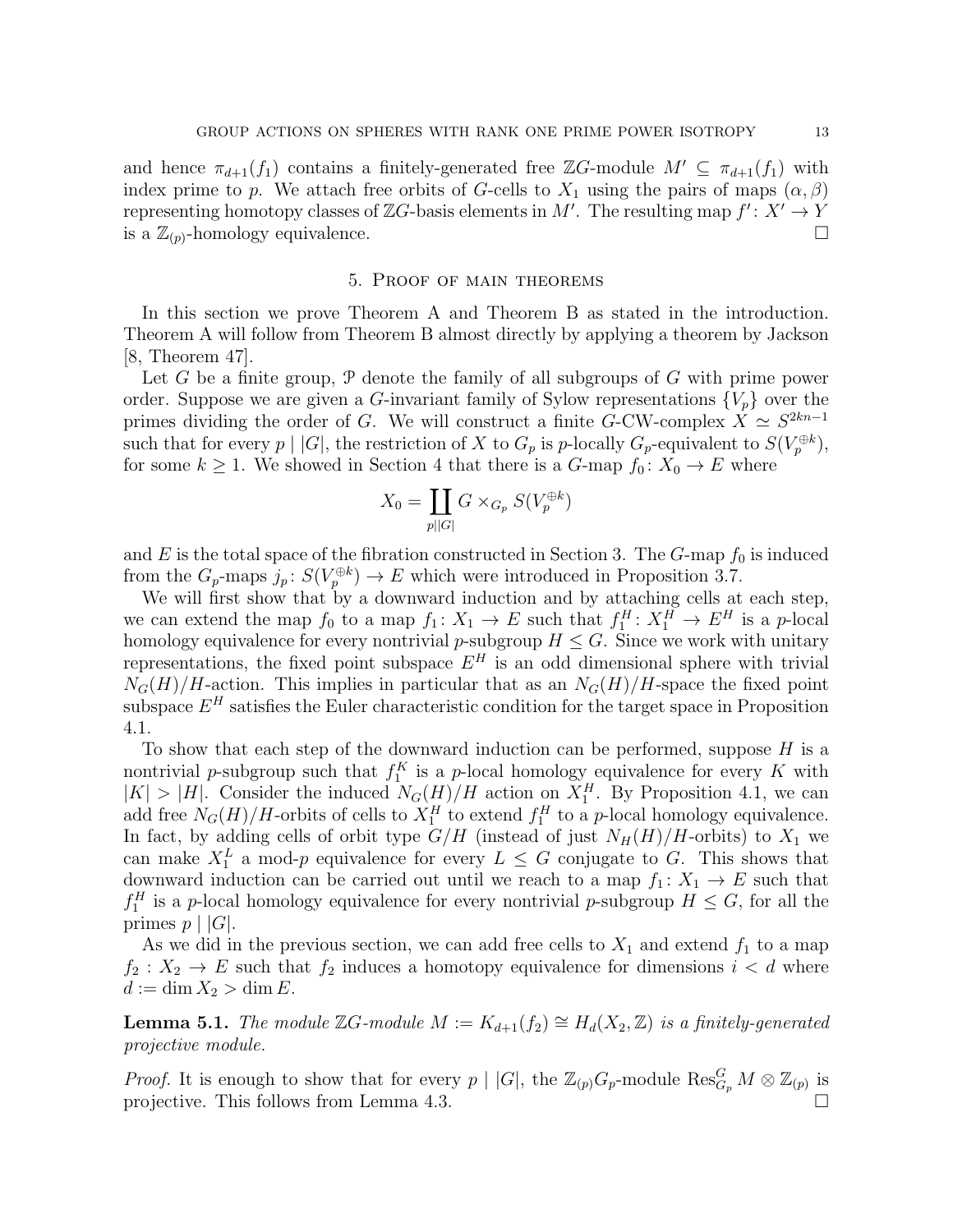and hence $\pi_{d+1}(f_1)$ contains a finitely-generated free $\mathbb{Z}G$-module $M' \subseteq \pi_{d+1}(f_1)$ with index prime to $p$. We attach free orbits of $G$-cells to $X_1$ using the pairs of maps $(\alpha, \beta)$ representing homotopy classes of $\mathbb{Z}G$-basis elements in $M'$. The resulting map $f' \colon X' \to Y$ is a $\mathbb{Z}_{(p)}$-homology equivalence. □

## 5. Proof of main theorems

In this section we prove Theorem A and Theorem B as stated in the introduction. Theorem A will follow from Theorem B almost directly by applying a theorem by Jackson [8, Theorem 47].

Let $G$ be a finite group, $\mathcal{P}$ denote the family of all subgroups of $G$ with prime power order. Suppose we are given a $G$-invariant family of Sylow representations $\{V_p\}$ over the primes dividing the order of $G$. We will construct a finite $G$-CW-complex $X \simeq S^{2kn-1}$ such that for every $p \mid |G|$, the restriction of $X$ to $G_p$ is $p$-locally $G_p$-equivalent to $S(V_p^{\oplus k})$, for some $k \geq 1$. We showed in Section 4 that there is a $G$-map $f_0 \colon X_0 \to E$ where

$$X_0 = \coprod_{p||G|} G \times_{G_p} S(V_p^{\oplus k})$$

and $E$ is the total space of the fibration constructed in Section 3. The $G$-map $f_0$ is induced from the $G_p$-maps $j_p \colon S(V_p^{\oplus k}) \to E$ which were introduced in Proposition 3.7.

We will first show that by a downward induction and by attaching cells at each step, we can extend the map $f_0$ to a map $f_1 \colon X_1 \to E$ such that $f_1^H \colon X_1^H \to E^H$ is a $p$-local homology equivalence for every nontrivial $p$-subgroup $H \leq G$. Since we work with unitary representations, the fixed point subspace $E^H$ is an odd dimensional sphere with trivial $N_G(H)/H$-action. This implies in particular that as an $N_G(H)/H$-space the fixed point subspace $E^H$ satisfies the Euler characteristic condition for the target space in Proposition 4.1.

To show that each step of the downward induction can be performed, suppose $H$ is a nontrivial $p$-subgroup such that $f_1^K$ is a $p$-local homology equivalence for every $K$ with $|K| > |H|$. Consider the induced $N_G(H)/H$ action on $X_1^H$. By Proposition 4.1, we can add free $N_G(H)/H$-orbits of cells to $X_1^H$ to extend $f_1^H$ to a $p$-local homology equivalence. In fact, by adding cells of orbit type $G/H$ (instead of just $N_H(H)/H$-orbits) to $X_1$ we can make $X_1^L$ a mod-$p$ equivalence for every $L \leq G$ conjugate to $G$. This shows that downward induction can be carried out until we reach to a map $f_1 \colon X_1 \to E$ such that $f_1^H$ is a $p$-local homology equivalence for every nontrivial $p$-subgroup $H \leq G$, for all the primes $p \mid |G|$.

As we did in the previous section, we can add free cells to $X_1$ and extend $f_1$ to a map $f_2 : X_2 \to E$ such that $f_2$ induces a homotopy equivalence for dimensions $i < d$ where $d := \dim X_2 > \dim E$.

**Lemma 5.1.** *The module $\mathbb{Z}G$-module $M := K_{d+1}(f_2) \cong H_d(X_2, \mathbb{Z})$ is a finitely-generated projective module.*

*Proof.* It is enough to show that for every $p \mid |G|$, the $\mathbb{Z}_{(p)}G_p$-module $\operatorname{Res}^G_{G_p} M \otimes \mathbb{Z}_{(p)}$ is projective. This follows from Lemma 4.3. □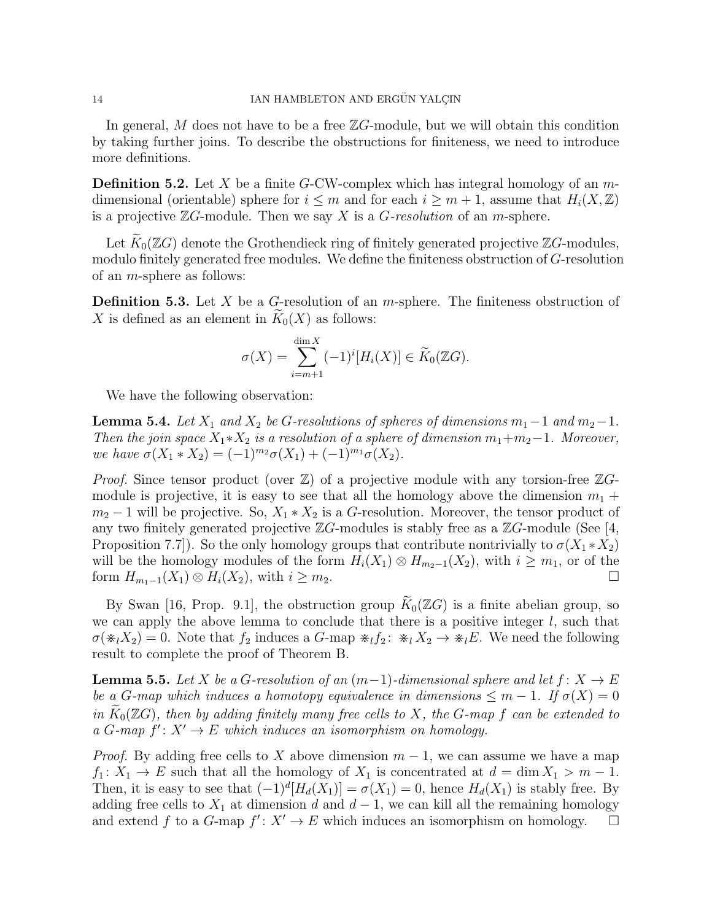In general, $M$ does not have to be a free $\mathbb{Z}G$-module, but we will obtain this condition by taking further joins. To describe the obstructions for finiteness, we need to introduce more definitions.

**Definition 5.2.** Let $X$ be a finite $G$-CW-complex which has integral homology of an $m$-dimensional (orientable) sphere for $i \leq m$ and for each $i \geq m+1$, assume that $H_i(X, \mathbb{Z})$ is a projective $\mathbb{Z}G$-module. Then we say $X$ is a *$G$-resolution* of an $m$-sphere.

Let $\widetilde{K}_0(\mathbb{Z}G)$ denote the Grothendieck ring of finitely generated projective $\mathbb{Z}G$-modules, modulo finitely generated free modules. We define the finiteness obstruction of $G$-resolution of an $m$-sphere as follows:

**Definition 5.3.** Let $X$ be a $G$-resolution of an $m$-sphere. The finiteness obstruction of $X$ is defined as an element in $\widetilde{K}_0(X)$ as follows:

$$\sigma(X) = \sum_{i=m+1}^{\dim X} (-1)^i [H_i(X)] \in \widetilde{K}_0(\mathbb{Z}G).$$

We have the following observation:

**Lemma 5.4.** *Let $X_1$ and $X_2$ be $G$-resolutions of spheres of dimensions $m_1 - 1$ and $m_2 - 1$. Then the join space $X_1 * X_2$ is a resolution of a sphere of dimension $m_1 + m_2 - 1$. Moreover, we have $\sigma(X_1 * X_2) = (-1)^{m_2}\sigma(X_1) + (-1)^{m_1}\sigma(X_2)$.*

*Proof.* Since tensor product (over $\mathbb{Z}$) of a projective module with any torsion-free $\mathbb{Z}G$-module is projective, it is easy to see that all the homology above the dimension $m_1 + m_2 - 1$ will be projective. So, $X_1 * X_2$ is a $G$-resolution. Moreover, the tensor product of any two finitely generated projective $\mathbb{Z}G$-modules is stably free as a $\mathbb{Z}G$-module (See [4, Proposition 7.7]). So the only homology groups that contribute nontrivially to $\sigma(X_1 * X_2)$ will be the homology modules of the form $H_i(X_1) \otimes H_{m_2-1}(X_2)$, with $i \geq m_1$, or of the form $H_{m_1-1}(X_1) \otimes H_i(X_2)$, with $i \geq m_2$. □

By Swan [16, Prop. 9.1], the obstruction group $\widetilde{K}_0(\mathbb{Z}G)$ is a finite abelian group, so we can apply the above lemma to conclude that there is a positive integer $l$, such that $\sigma(\ast_l X_2) = 0$. Note that $f_2$ induces a $G$-map $\ast_l f_2 \colon \ast_l X_2 \to \ast_l E$. We need the following result to complete the proof of Theorem B.

**Lemma 5.5.** *Let $X$ be a $G$-resolution of an $(m-1)$-dimensional sphere and let $f \colon X \to E$ be a $G$-map which induces a homotopy equivalence in dimensions $\leq m-1$. If $\sigma(X) = 0$ in $\widetilde{K}_0(\mathbb{Z}G)$, then by adding finitely many free cells to $X$, the $G$-map $f$ can be extended to a $G$-map $f' \colon X' \to E$ which induces an isomorphism on homology.*

*Proof.* By adding free cells to $X$ above dimension $m-1$, we can assume we have a map $f_1 \colon X_1 \to E$ such that all the homology of $X_1$ is concentrated at $d = \dim X_1 > m-1$. Then, it is easy to see that $(-1)^d [H_d(X_1)] = \sigma(X_1) = 0$, hence $H_d(X_1)$ is stably free. By adding free cells to $X_1$ at dimension $d$ and $d-1$, we can kill all the remaining homology and extend $f$ to a $G$-map $f' \colon X' \to E$ which induces an isomorphism on homology. □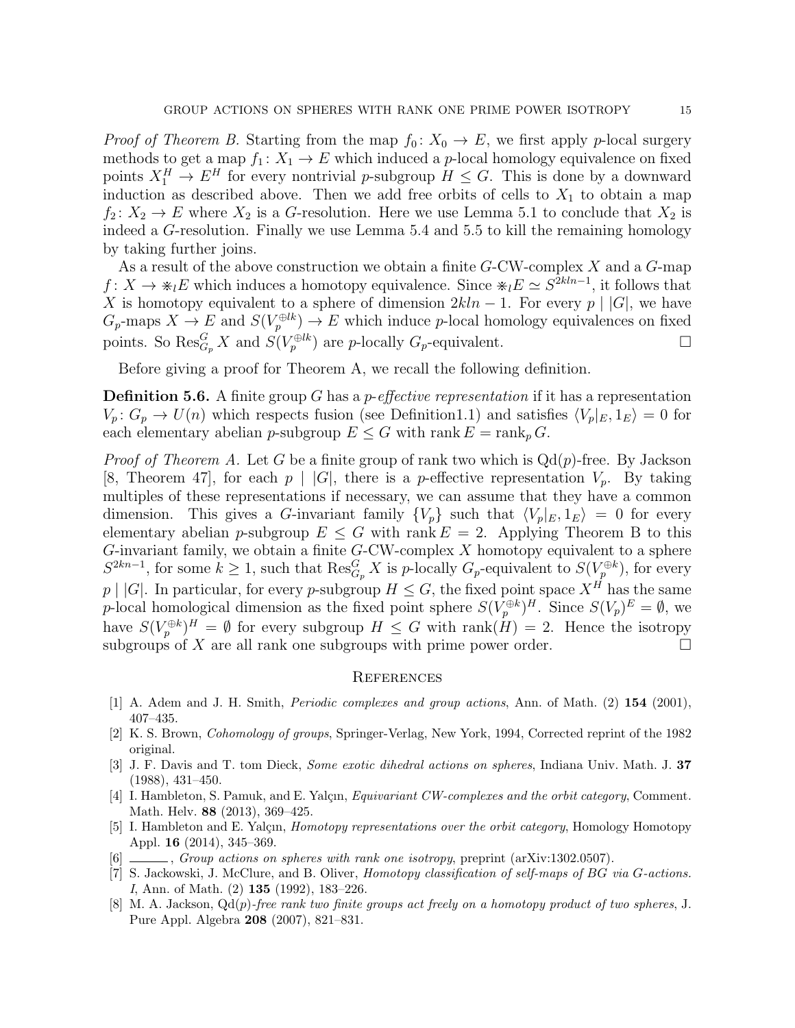*Proof of Theorem B.* Starting from the map $f_0\colon X_0 \to E$, we first apply $p$-local surgery methods to get a map $f_1\colon X_1 \to E$ which induced a $p$-local homology equivalence on fixed points $X_1^H \to E^H$ for every nontrivial $p$-subgroup $H \leq G$. This is done by a downward induction as described above. Then we add free orbits of cells to $X_1$ to obtain a map $f_2\colon X_2 \to E$ where $X_2$ is a $G$-resolution. Here we use Lemma 5.1 to conclude that $X_2$ is indeed a $G$-resolution. Finally we use Lemma 5.4 and 5.5 to kill the remaining homology by taking further joins.

As a result of the above construction we obtain a finite $G$-CW-complex $X$ and a $G$-map $f\colon X \to \ast_l E$ which induces a homotopy equivalence. Since $\ast_l E \simeq S^{2kln-1}$, it follows that $X$ is homotopy equivalent to a sphere of dimension $2kln - 1$. For every $p \mid |G|$, we have $G_p$-maps $X \to E$ and $S(V_p^{\oplus lk}) \to E$ which induce $p$-local homology equivalences on fixed points. So $\operatorname{Res}^G_{G_p} X$ and $S(V_p^{\oplus lk})$ are $p$-locally $G_p$-equivalent. □

Before giving a proof for Theorem A, we recall the following definition.

**Definition 5.6.** A finite group $G$ has a *$p$-effective representation* if it has a representation $V_p\colon G_p \to U(n)$ which respects fusion (see Definition1.1) and satisfies $\langle V_p|_E, 1_E\rangle = 0$ for each elementary abelian $p$-subgroup $E \leq G$ with $\operatorname{rank} E = \operatorname{rank}_p G$.

*Proof of Theorem A.* Let $G$ be a finite group of rank two which is $\mathrm{Qd}(p)$-free. By Jackson [8, Theorem 47], for each $p \mid |G|$, there is a $p$-effective representation $V_p$. By taking multiples of these representations if necessary, we can assume that they have a common dimension. This gives a $G$-invariant family $\{V_p\}$ such that $\langle V_p|_E, 1_E\rangle = 0$ for every elementary abelian $p$-subgroup $E \leq G$ with $\operatorname{rank} E = 2$. Applying Theorem B to this $G$-invariant family, we obtain a finite $G$-CW-complex $X$ homotopy equivalent to a sphere $S^{2kn-1}$, for some $k \geq 1$, such that $\operatorname{Res}^G_{G_p} X$ is $p$-locally $G_p$-equivalent to $S(V_p^{\oplus k})$, for every $p \mid |G|$. In particular, for every $p$-subgroup $H \leq G$, the fixed point space $X^H$ has the same $p$-local homological dimension as the fixed point sphere $S(V_p^{\oplus k})^H$. Since $S(V_p)^E = \emptyset$, we have $S(V_p^{\oplus k})^H = \emptyset$ for every subgroup $H \leq G$ with $\operatorname{rank}(H) = 2$. Hence the isotropy subgroups of $X$ are all rank one subgroups with prime power order. □

## References

[1] A. Adem and J. H. Smith, *Periodic complexes and group actions*, Ann. of Math. (2) **154** (2001), 407–435.

[2] K. S. Brown, *Cohomology of groups*, Springer-Verlag, New York, 1994, Corrected reprint of the 1982 original.

[3] J. F. Davis and T. tom Dieck, *Some exotic dihedral actions on spheres*, Indiana Univ. Math. J. **37** (1988), 431–450.

[4] I. Hambleton, S. Pamuk, and E. Yalçın, *Equivariant CW-complexes and the orbit category*, Comment. Math. Helv. **88** (2013), 369–425.

[5] I. Hambleton and E. Yalçın, *Homotopy representations over the orbit category*, Homology Homotopy Appl. **16** (2014), 345–369.

[6] ———, *Group actions on spheres with rank one isotropy*, preprint (arXiv:1302.0507).

[7] S. Jackowski, J. McClure, and B. Oliver, *Homotopy classification of self-maps of BG via G-actions. I*, Ann. of Math. (2) **135** (1992), 183–226.

[8] M. A. Jackson, *Qd(p)-free rank two finite groups act freely on a homotopy product of two spheres*, J. Pure Appl. Algebra **208** (2007), 821–831.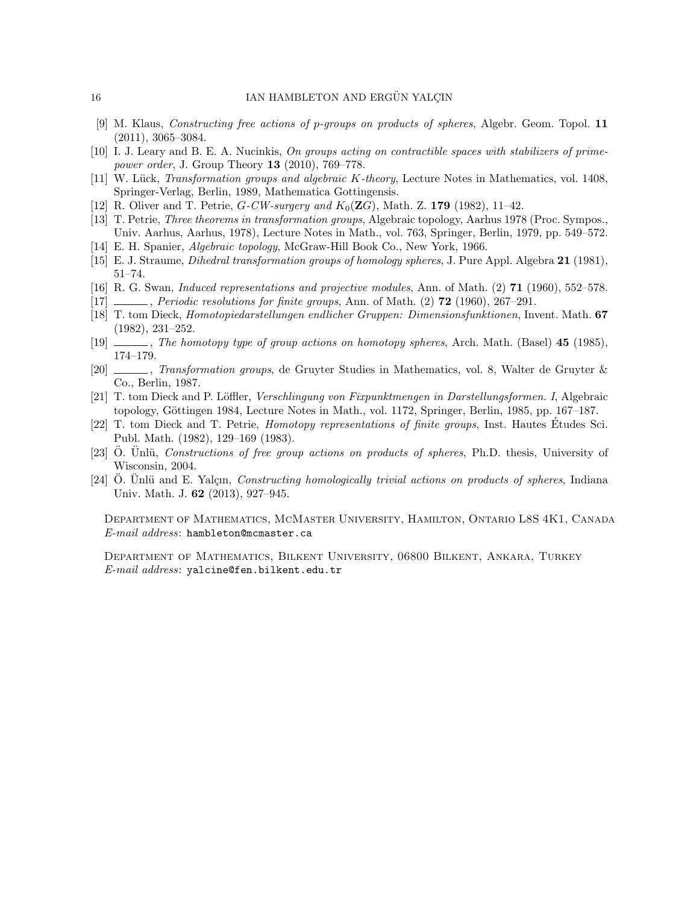[9] M. Klaus, *Constructing free actions of p-groups on products of spheres*, Algebr. Geom. Topol. **11** (2011), 3065–3084.

[10] I. J. Leary and B. E. A. Nucinkis, *On groups acting on contractible spaces with stabilizers of prime-power order*, J. Group Theory **13** (2010), 769–778.

[11] W. Lück, *Transformation groups and algebraic K-theory*, Lecture Notes in Mathematics, vol. 1408, Springer-Verlag, Berlin, 1989, Mathematica Gottingensis.

[12] R. Oliver and T. Petrie, *G-CW-surgery and $K_0(\mathbf{Z}G)$*, Math. Z. **179** (1982), 11–42.

[13] T. Petrie, *Three theorems in transformation groups*, Algebraic topology, Aarhus 1978 (Proc. Sympos., Univ. Aarhus, Aarhus, 1978), Lecture Notes in Math., vol. 763, Springer, Berlin, 1979, pp. 549–572.

[14] E. H. Spanier, *Algebraic topology*, McGraw-Hill Book Co., New York, 1966.

[15] E. J. Straume, *Dihedral transformation groups of homology spheres*, J. Pure Appl. Algebra **21** (1981), 51–74.

[16] R. G. Swan, *Induced representations and projective modules*, Ann. of Math. (2) **71** (1960), 552–578.

[17] ______, *Periodic resolutions for finite groups*, Ann. of Math. (2) **72** (1960), 267–291.

[18] T. tom Dieck, *Homotopiedarstellungen endlicher Gruppen: Dimensionsfunktionen*, Invent. Math. **67** (1982), 231–252.

[19] ______, *The homotopy type of group actions on homotopy spheres*, Arch. Math. (Basel) **45** (1985), 174–179.

[20] ______, *Transformation groups*, de Gruyter Studies in Mathematics, vol. 8, Walter de Gruyter & Co., Berlin, 1987.

[21] T. tom Dieck and P. Löffler, *Verschlingung von Fixpunktmengen in Darstellungsformen. I*, Algebraic topology, Göttingen 1984, Lecture Notes in Math., vol. 1172, Springer, Berlin, 1985, pp. 167–187.

[22] T. tom Dieck and T. Petrie, *Homotopy representations of finite groups*, Inst. Hautes Études Sci. Publ. Math. (1982), 129–169 (1983).

[23] Ö. Ünlü, *Constructions of free group actions on products of spheres*, Ph.D. thesis, University of Wisconsin, 2004.

[24] Ö. Ünlü and E. Yalçın, *Constructing homologically trivial actions on products of spheres*, Indiana Univ. Math. J. **62** (2013), 927–945.

Department of Mathematics, McMaster University, Hamilton, Ontario L8S 4K1, Canada
*E-mail address*: hambleton@mcmaster.ca

Department of Mathematics, Bilkent University, 06800 Bilkent, Ankara, Turkey
*E-mail address*: yalcine@fen.bilkent.edu.tr